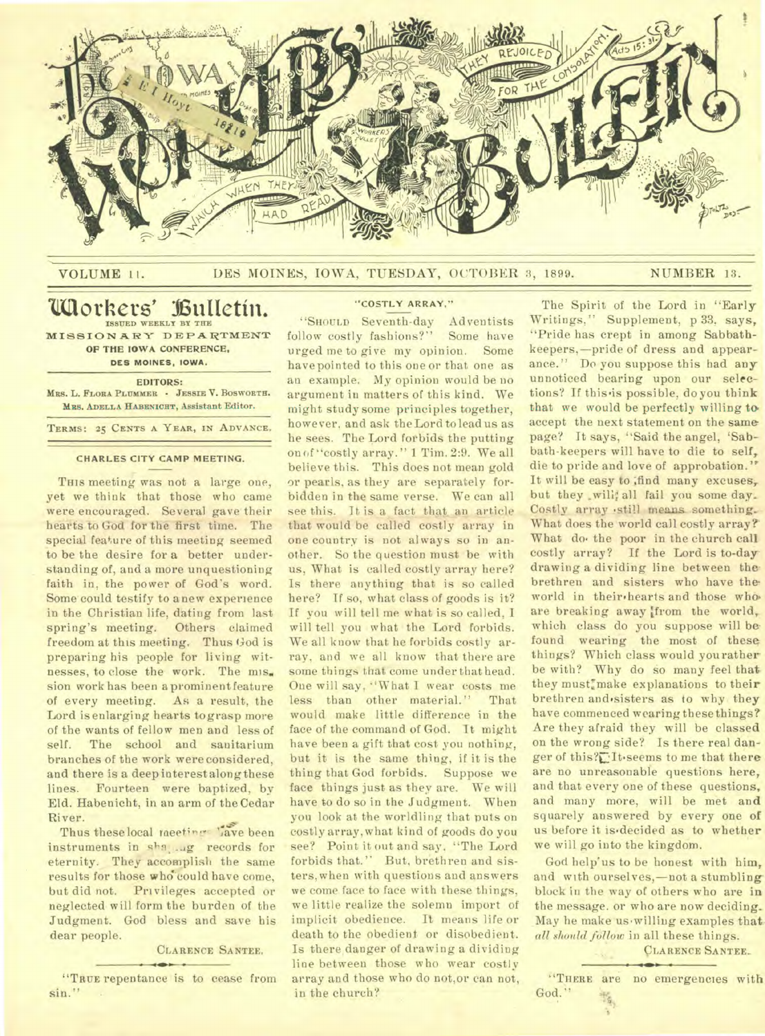# The Iowa Workers' Bulletin

VOLUME 11. DES MOINES, IOWA, TUESDAY, OCTOBER 3, 1899. NUMBER 13.

## Workers' Bulletin.

ISSUED WEEKLY BY THE MISSIONARY DEPARTMENT OF THE IOWA CONFERENCE, DES MOINES, IOWA.

EDITORS:
MRS. L. FLORA PLUMMER · JESSIE V. BOSWORTH.
MRS. ADELLA HABENICHT, Assistant Editor.

TERMS: 25 CENTS A YEAR, IN ADVANCE.

### CHARLES CITY CAMP MEETING.

THIS meeting was not a large one, yet we think that those who came were encouraged. Several gave their hearts to God for the first time. The special feature of this meeting seemed to be the desire for a better understanding of, and a more unquestioning faith in, the power of God's word. Some could testify to a new experience in the Christian life, dating from last spring's meeting. Others claimed freedom at this meeting. Thus God is preparing his people for living witnesses, to close the work. The mission work has been a prominent feature of every meeting. As a result, the Lord is enlarging hearts to grasp more of the wants of fellow men and less of self. The school and sanitarium branches of the work were considered, and there is a deep interest along these lines. Fourteen were baptized, by Eld. Habenicht, in an arm of the Cedar River.

Thus these local meetings have been instruments in shaping records for eternity. They accomplish the same results for those who could have come, but did not. Privileges accepted or neglected will form the burden of the Judgment. God bless and save his dear people.

CLARENCE SANTEE.

"TRUE repentance is to cease from sin."

### "COSTLY ARRAY."

"SHOULD Seventh-day Adventists follow costly fashions?" Some have urged me to give my opinion. Some have pointed to this one or that one as an example. My opinion would be no argument in matters of this kind. We might study some principles together, however, and ask the Lord to lead us as he sees. The Lord forbids the putting on of "costly array." 1 Tim. 2:9. We all believe this. This does not mean gold or pearls, as they are separately forbidden in the same verse. We can all see this. It is a fact that an article that would be called costly array in one country is not always so in another. So the question must be with us, What is called costly array here? Is there anything that is so called here? If so, what class of goods is it? If you will tell me what is so called, I will tell you what the Lord forbids. We all know that he forbids costly array, and we all know that there are some things that come under that head. One will say, "What I wear costs me less than other material." That would make little difference in the face of the command of God. It might have been a gift that cost you nothing, but it is the same thing, if it is the thing that God forbids. Suppose we face things just as they are. We will have to do so in the Judgment. When you look at the worldling that puts on costly array, what kind of goods do you see? Point it out and say, "The Lord forbids that." But, brethren and sisters, when with questions and answers we come face to face with these things, we little realize the solemn import of implicit obedience. It means life or death to the obedient or disobedient. Is there danger of drawing a dividing line between those who wear costly array and those who do not, or can not, in the church?

The Spirit of the Lord in "Early Writings," Supplement, p 33, says, "Pride has crept in among Sabbath-keepers,—pride of dress and appearance." Do you suppose this had any unnoticed bearing upon our selections? If this is possible, do you think that we would be perfectly willing to accept the next statement on the same page? It says, "Said the angel, 'Sabbath-keepers will have to die to self, die to pride and love of approbation.'" It will be easy to find many excuses, but they will all fail you some day. Costly array still means something. What does the world call costly array? What do the poor in the church call costly array? If the Lord is to-day drawing a dividing line between the brethren and sisters who have the world in their hearts and those who are breaking away from the world, which class do you suppose will be found wearing the most of these things? Which class would you rather be with? Why do so many feel that they must make explanations to their brethren and sisters as to why they have commenced wearing these things? Are they afraid they will be classed on the wrong side? Is there real danger of this? It seems to me that there are no unreasonable questions here, and that every one of these questions, and many more, will be met and squarely answered by every one of us before it is decided as to whether we will go into the kingdom.

God help us to be honest with him, and with ourselves,—not a stumbling block in the way of others who are in the message, or who are now deciding. May he make us willing examples that *all should follow* in all these things.

CLARENCE SANTEE.

"THERE are no emergencies with God."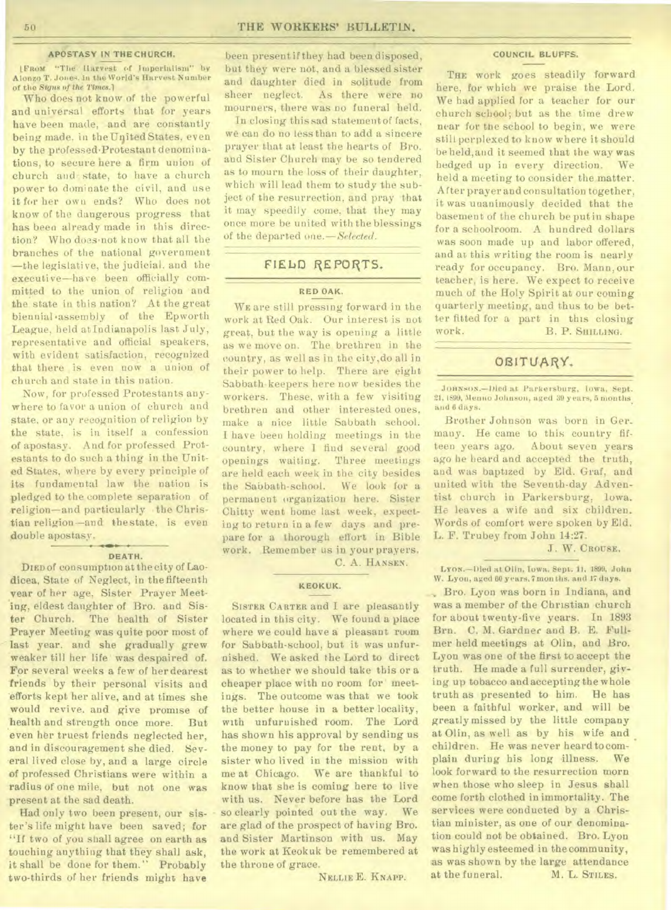## APOSTASY IN THE CHURCH.

[FROM "The Harvest of Imperialism" by Alonzo T. Jones, in the World's Harvest Number of the *Signs of the Times*.]

Who does not know of the powerful and universal efforts that for years have been made, and are constantly being made, in the United States, even by the professed Protestant denominations, to secure here a firm union of church and state, to have a church power to dominate the civil, and use it for her own ends? Who does not know of the dangerous progress that has been already made in this direction? Who does not know that all the branches of the national government—the legislative, the judicial, and the executive—have been officially committed to the union of religion and the state in this nation? At the great biennial assembly of the Epworth League, held at Indianapolis last July, representative and official speakers, with evident satisfaction, recognized that there is even now a union of church and state in this nation.

Now, for professed Protestants anywhere to favor a union of church and state, or any recognition of religion by the state, is in itself a confession of apostasy. And for professed Protestants to do such a thing in the United States, where by every principle of its fundamental law the nation is pledged to the complete separation of religion—and particularly the Christian religion—and the state, is even double apostasy.

## DEATH.

DIED of consumption at the city of Laodicea, State of Neglect, in the fifteenth year of her age, Sister Prayer Meeting, eldest daughter of Bro. and Sister Church. The health of Sister Prayer Meeting was quite poor most of last year, and she gradually grew weaker till her life was despaired of. For several weeks a few of her dearest friends by their personal visits and efforts kept her alive, and at times she would revive, and give promise of health and strength once more. But even her truest friends neglected her, and in discouragement she died. Several lived close by, and a large circle of professed Christians were within a radius of one mile, but not one was present at the sad death.

Had only two been present, our sister's life might have been saved; for "If two of you shall agree on earth as touching anything that they shall ask, it shall be done for them." Probably two-thirds of her friends might have been present if they had been disposed, but they were not, and a blessed sister and daughter died in solitude from sheer neglect. As there were no mourners, there was no funeral held.

In closing this sad statement of facts, we can do no less than to add a sincere prayer that at least the hearts of Bro. and Sister Church may be so tendered as to mourn the loss of their daughter, which will lead them to study the subject of the resurrection, and pray that it may speedily come, that they may once more be united with the blessings of the departed one.—*Selected.*

# FIELD REPORTS.

## RED OAK.

WE are still pressing forward in the work at Red Oak. Our interest is not great, but the way is opening a little as we move on. The brethren in the country, as well as in the city, do all in their power to help. There are eight Sabbath-keepers here now besides the workers. These, with a few visiting brethren and other interested ones, make a nice little Sabbath school. I have been holding meetings in the country, where I find several good openings waiting. Three meetings are held each week in the city besides the Sabbath-school. We look for a permanent organization here. Sister Chitty went home last week, expecting to return in a few days and prepare for a thorough effort in Bible work. Remember us in your prayers.

C. A. HANSEN.

## KEOKUK.

SISTER CARTER and I are pleasantly located in this city. We found a place where we could have a pleasant room for Sabbath-school, but it was unfurnished. We asked the Lord to direct as to whether we should take this or a cheaper place with no room for meetings. The outcome was that we took the better house in a better locality, with unfurnished room. The Lord has shown his approval by sending us the money to pay for the rent, by a sister who lived in the mission with me at Chicago. We are thankful to know that she is coming here to live with us. Never before has the Lord so clearly pointed out the way. We are glad of the prospect of having Bro. and Sister Martinson with us. May the work at Keokuk be remembered at the throne of grace.

NELLIE E. KNAPP.

## COUNCIL BLUFFS.

THE work goes steadily forward here, for which we praise the Lord. We had applied for a teacher for our church school; but as the time drew near for the school to begin, we were still perplexed to know where it should be held, and it seemed that the way was hedged up in every direction. We held a meeting to consider the matter. After prayer and consultation together, it was unanimously decided that the basement of the church be put in shape for a schoolroom. A hundred dollars was soon made up and labor offered, and at this writing the room is nearly ready for occupancy. Bro. Mann, our teacher, is here. We expect to receive much of the Holy Spirit at our coming quarterly meeting, and thus to be better fitted for a part in this closing work.

B. P. SHILLING.

# OBITUARY.

JOHNSON.—Died at Parkersburg, Iowa, Sept. 21, 1899, Menno Johnson, aged 39 years, 5 months and 6 days.

Brother Johnson was born in Germany. He came to this country fifteen years ago. About seven years ago he heard and accepted the truth, and was baptized by Eld. Graf, and united with the Seventh-day Adventist church in Parkersburg, Iowa. He leaves a wife and six children. Words of comfort were spoken by Eld. L. F. Trubey from John 14:27.

J. W. CROUSE.

LYON.—Died at Olin, Iowa, Sept. 11, 1899, John W. Lyon, aged 60 years, 7 months, and 17 days.

Bro. Lyon was born in Indiana, and was a member of the Christian church for about twenty-five years. In 1893 Brn. C. M. Gardner and B. E. Fullmer held meetings at Olin, and Bro. Lyon was one of the first to accept the truth. He made a full surrender, giving up tobacco and accepting the whole truth as presented to him. He has been a faithful worker, and will be greatly missed by the little company at Olin, as well as by his wife and children. He was never heard to complain during his long illness. We look forward to the resurrection morn when those who sleep in Jesus shall come forth clothed in immortality. The services were conducted by a Christian minister, as one of our denomination could not be obtained. Bro. Lyon was highly esteemed in the community, as was shown by the large attendance at the funeral.

M. L. STILES.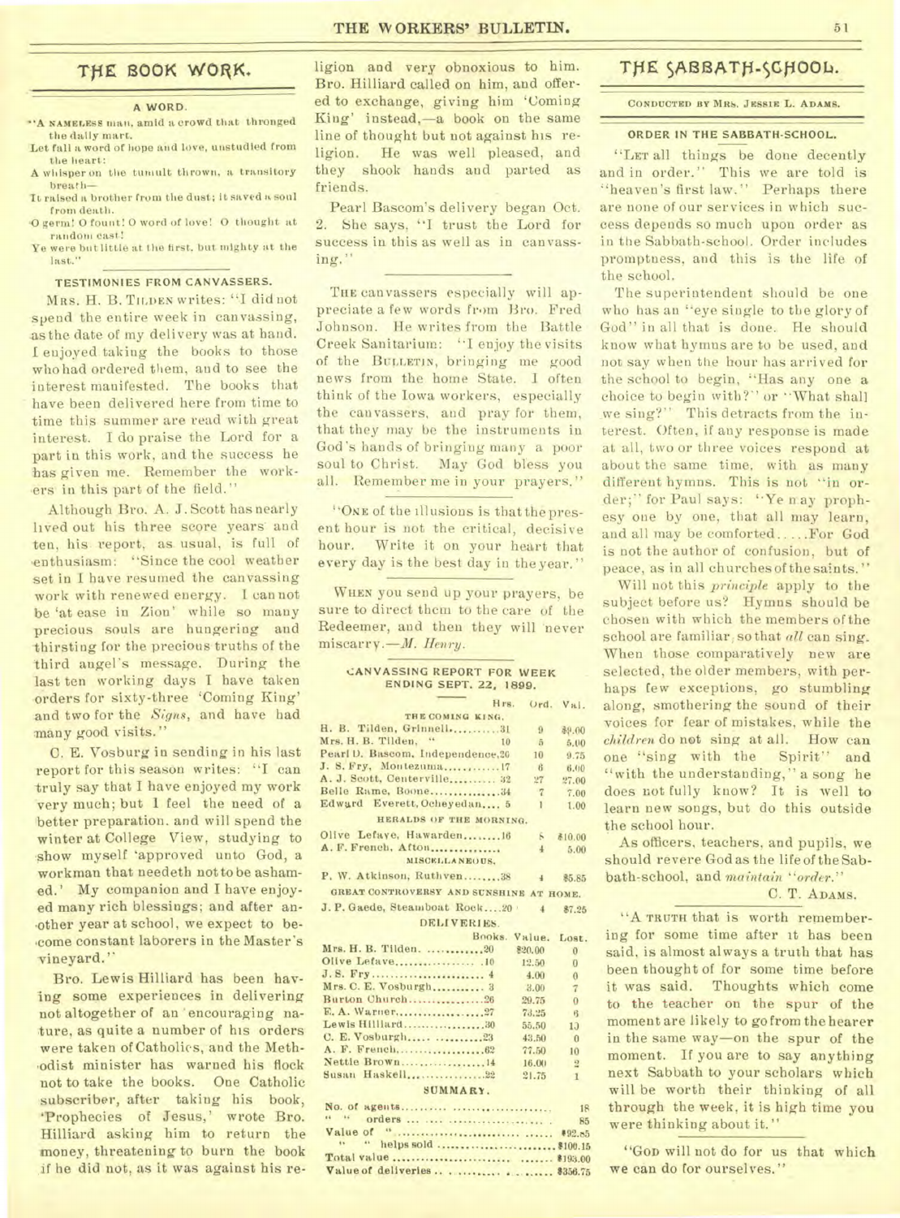## THE BOOK WORK.

### A WORD.

"A NAMELESS man, amid a crowd that thronged the daily mart,
Let fall a word of hope and love, unstudied from the heart:
A whisper on the tumult thrown, a transitory breath—
It raised a brother from the dust; it saved a soul from death.
O germ! O fount! O word of love! O thought at random cast!
Ye were but little at the first, but mighty at the last."

### TESTIMONIES FROM CANVASSERS.

MRS. H. B. TILDEN writes: "I did not spend the entire week in canvassing, as the date of my delivery was at hand. I enjoyed taking the books to those who had ordered them, and to see the interest manifested. The books that have been delivered here from time to time this summer are read with great interest. I do praise the Lord for a part in this work, and the success he has given me. Remember the workers in this part of the field."

Although Bro. A. J. Scott has nearly lived out his three score years and ten, his report, as usual, is full of enthusiasm: "Since the cool weather set in I have resumed the canvassing work with renewed energy. I can not be 'at ease in Zion' while so many precious souls are hungering and thirsting for the precious truths of the third angel's message. During the last ten working days I have taken orders for sixty-three 'Coming King' and two for the *Signs*, and have had many good visits."

C. E. Vosburg in sending in his last report for this season writes: "I can truly say that I have enjoyed my work very much; but I feel the need of a better preparation, and will spend the winter at College View, studying to show myself 'approved unto God, a workman that needeth not to be ashamed.' My companion and I have enjoyed many rich blessings; and after another year at school, we expect to become constant laborers in the Master's vineyard."

Bro. Lewis Hilliard has been having some experiences in delivering not altogether of an encouraging nature, as quite a number of his orders were taken of Catholics, and the Methodist minister has warned his flock not to take the books. One Catholic subscriber, after taking his book, 'Prophecies of Jesus,' wrote Bro. Hilliard asking him to return the money, threatening to burn the book if he did not, as it was against his religion and very obnoxious to him. Bro. Hilliard called on him, and offered to exchange, giving him 'Coming King' instead,—a book on the same line of thought but not against his religion. He was well pleased, and they shook hands and parted as friends.

Pearl Bascom's delivery began Oct. 2. She says, "I trust the Lord for success in this as well as in canvassing."

THE canvassers especially will appreciate a few words from Bro. Fred Johnson. He writes from the Battle Creek Sanitarium: "I enjoy the visits of the BULLETIN, bringing me good news from the home State. I often think of the Iowa workers, especially the canvassers, and pray for them, that they may be the instruments in God's hands of bringing many a poor soul to Christ. May God bless you all. Remember me in your prayers."

"ONE of the illusions is that the present hour is not the critical, decisive hour. Write it on your heart that every day is the best day in the year."

WHEN you send up your prayers, be sure to direct them to the care of the Redeemer, and then they will never miscarry.—*M. Henry.*

### CANVASSING REPORT FOR WEEK ENDING SEPT. 22, 1899.

| | Hrs. | Ord. | Val. |
|---|---|---|---|
| THE COMING KING. | | | |
| H. B. Tilden, Grinnell | 31 | 9 | $9.00 |
| Mrs. H. B. Tilden, " | 10 | 5 | 5.00 |
| Pearl D. Bascom, Independence | 26 | 10 | 9.75 |
| J. S. Fry, Montezuma | 17 | 6 | 6.00 |
| A. J. Scott, Centerville | 32 | 27 | 27.00 |
| Belle Rame, Boone | 34 | 7 | 7.00 |
| Edward Everett, Ocheyedan | 5 | 1 | 1.00 |
| HERALDS OF THE MORNING. | | | |
| Olive Lefave, Hawarden | 16 | 8 | $10.00 |
| A. F. French, Afton | | 4 | 5.00 |
| MISCELLANEOUS. | | | |
| P. W. Atkinson, Ruthven | 38 | 4 | $5.85 |
| GREAT CONTROVERSY AND SUNSHINE AT HOME. | | | |
| J. P. Gaede, Steamboat Rock | 20 | 4 | $7.25 |

### DELIVERIES.

| | Books. | Value. | Lost. |
|---|---|---|---|
| Mrs. H. B. Tilden | 20 | $20.00 | 0 |
| Olive Lefave | 10 | 12.50 | 0 |
| J. S. Fry | 4 | 4.00 | 0 |
| Mrs. C. E. Vosburgh | 3 | 3.00 | 7 |
| Burton Church | 26 | 29.75 | 0 |
| E. A. Warner | 27 | 73.25 | 6 |
| Lewis Hilliard | 30 | 55.50 | 10 |
| C. E. Vosburgh | 23 | 43.50 | 0 |
| A. F. French | 62 | 77.50 | 10 |
| Nettie Brown | 14 | 16.00 | 2 |
| Susan Haskell | 22 | 21.75 | 1 |

### SUMMARY.

| | |
|---|---|
| No. of agents | 18 |
| " " orders | 85 |
| Value of " | $92.85 |
| " " helps sold | $100.15 |
| Total value | $193.00 |
| Value of deliveries | $356.75 |

## THE SABBATH-SCHOOL.

CONDUCTED BY MRS. JESSIE L. ADAMS.

### ORDER IN THE SABBATH-SCHOOL.

"LET all things be done decently and in order." This we are told is "heaven's first law." Perhaps there are none of our services in which success depends so much upon order as in the Sabbath-school. Order includes promptness, and this is the life of the school.

The superintendent should be one who has an "eye single to the glory of God" in all that is done. He should know what hymns are to be used, and not say when the hour has arrived for the school to begin, "Has any one a choice to begin with?" or "What shall we sing?" This detracts from the interest. Often, if any response is made at all, two or three voices respond at about the same time, with as many different hymns. This is not "in order;" for Paul says: "Ye may prophesy one by one, that all may learn, and all may be comforted.....For God is not the author of confusion, but of peace, as in all churches of the saints."

Will not this *principle* apply to the subject before us? Hymns should be chosen with which the members of the school are familiar, so that *all* can sing. When those comparatively new are selected, the older members, with perhaps few exceptions, go stumbling along, smothering the sound of their voices for fear of mistakes, while the *children* do not sing at all. How can one "sing with the Spirit" and "with the understanding," a song he does not fully know? It is well to learn new songs, but do this outside the school hour.

As officers, teachers, and pupils, we should revere God as the life of the Sabbath-school, and *maintain* "*order.*"

C. T. ADAMS.

"A TRUTH that is worth remembering for some time after it has been said, is almost always a truth that has been thought of for some time before it was said. Thoughts which come to the teacher on the spur of the moment are likely to go from the hearer in the same way—on the spur of the moment. If you are to say anything next Sabbath to your scholars which will be worth their thinking of all through the week, it is high time you were thinking about it."

"GOD will not do for us that which we can do for ourselves."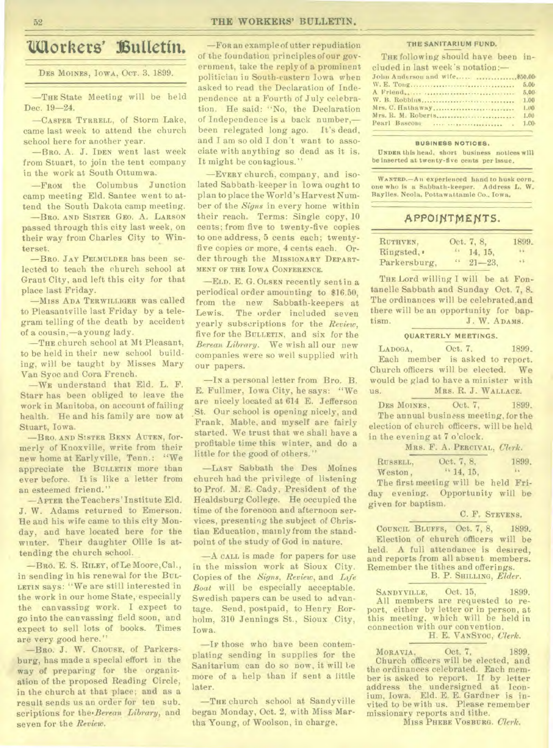# Workers' Bulletin.

DES MOINES, IOWA, OCT. 3. 1899.

—THE State Meeting will be held Dec. 19—24.

—CASPER TYRRELL, of Storm Lake, came last week to attend the church school here for another year.

—BRO. A. J. IDEN went last week from Stuart, to join the tent company in the work at South Ottumwa.

—FROM the Columbus Junction camp meeting Eld. Santee went to attend the South Dakota camp meeting.

—BRO. AND SISTER GEO. A. LARSON passed through this city last week, on their way from Charles City to Winterset.

—BRO. JAY PELMULDER has been selected to teach the church school at Grant City, and left this city for that place last Friday.

—MISS ADA TERWILLIGER was called to Pleasantville last Friday by a telegram telling of the death by accident of a cousin,—a young lady.

—THE church school at Mt Pleasant, to be held in their new school building, will be taught by Misses Mary Van Syoc and Cora French.

—WE understand that Eld. L. F. Starr has been obliged to leave the work in Manitoba, on account of failing health. He and his family are now at Stuart, Iowa.

—BRO. AND SISTER BENN AUTEN, formerly of Knoxville, write from their new home at Earlyville, Tenn.: "We appreciate the BULLETIN more than ever before. It is like a letter from an esteemed friend."

—AFTER the Teachers' Institute Eld. J. W. Adams returned to Emerson. He and his wife came to this city Monday, and have located here for the winter. Their daughter Ollie is attending the church school.

—BRO. E. S. RILEY, of Le Moore, Cal., in sending in his renewal for the BULLETIN says: "We are still interested in the work in our home State, especially the canvassing work. I expect to go into the canvassing field soon, and expect to sell lots of books. Times are very good here."

—BRO. J. W. CROUSE, of Parkersburg, has made a special effort in the way of preparing for the organization of the proposed Reading Circle, in the church at that place; and as a result sends us an order for ten subscriptions for the *Berean Library*, and seven for the *Review*.

—FOR an example of utter repudiation of the foundation principles of our government, take the reply of a prominent politician in South-eastern Iowa when asked to read the Declaration of Independence at a Fourth of July celebration. He said: "No, the Declaration of Independence is a back number,—been relegated long ago. It's dead, and I am so old I don't want to associate with anything so dead as it is. It might be contagious."

—EVERY church, company, and isolated Sabbath-keeper in Iowa ought to plan to place the World's Harvest Number of the *Signs* in every home within their reach. Terms: Single copy, 10 cents; from five to twenty-five copies to one address, 5 cents each; twenty-five copies or more, 4 cents each. Order through the MISSIONARY DEPARTMENT OF THE IOWA CONFERENCE.

—ELD. E. G. OLSEN recently sent in a periodical order amounting to $16.50, from the new Sabbath-keepers at Lewis. The order included seven yearly subscriptions for the *Review*, five for the BULLETIN, and six for the *Berean Library*. We wish all our new companies were so well supplied with our papers.

—IN a personal letter from Bro. B. E. Fullmer, Iowa City, he says: "We are nicely located at 614 E. Jefferson St. Our school is opening nicely, and Frank, Mable, and myself are fairly started. We trust that we shall have a profitable time this winter, and do a little for the good of others."

—LAST Sabbath the Des Moines church had the privilege of listening to Prof. M. E. Cady, President of the Healdsburg College. He occupied the time of the forenoon and afternoon services, presenting the subject of Christian Education, mainly from the standpoint of the study of God in nature.

—A CALL is made for papers for use in the mission work at Sioux City. Copies of the *Signs*, *Review*, and *Life Boat* will be especially acceptable. Swedish papers can be used to advantage. Send, postpaid, to Henry Rorholm, 310 Jennings St., Sioux City, Iowa.

—IF those who have been contemplating sending in supplies for the Sanitarium can do so now, it will be more of a help than if sent a little later.

—THE church school at Sandyville began Monday, Oct. 2, with Miss Martha Young, of Woolson, in charge.

### THE SANITARIUM FUND.

THE following should have been included in last week's notation:—

| | |
|---|---|
| John Anderson and wife | $50.00 |
| W. E. Tong | 5.00 |
| A Friend | 5.00 |
| W. B. Robbins | 1.00 |
| Mrs. C. Hathaway | 1.00 |
| Mrs. R. M. Roberts | 1.00 |
| Pearl Bascom | 1.00 |

### BUSINESS NOTICES.

UNDER this head, short business notices will be inserted at twenty-five cents per issue.

WANTED.—An experienced hand to husk corn, one who is a Sabbath-keeper. Address L. W. Baylies, Neola, Pottawattamie Co., Iowa.

## APPOINTMENTS.

| | | |
|---|---|---|
| RUTHVEN, | Oct. 7, 8, | 1899. |
| Ringsted, | " 14, 15, | " |
| Parkersburg, | " 21—23, | " |

THE Lord willing I will be at Fontanelle Sabbath and Sunday Oct. 7, 8. The ordinances will be celebrated, and there will be an opportunity for baptism.
J. W. ADAMS.

### QUARTERLY MEETINGS.

LADOGA, Oct. 7. 1899.
Each member is asked to report. Church officers will be elected. We would be glad to have a minister with us.
MRS. R. J. WALLACE.

DES MOINES, Oct. 7, 1899.
The annual business meeting, for the election of church officers, will be held in the evening at 7 o'clock.
MRS. F. A. PERCIVAL, *Clerk*.

| | | |
|---|---|---|
| RUSSELL, | Oct. 7, 8, | 1899. |
| Weston, | " 14, 15, | " |

The first meeting will be held Friday evening. Opportunity will be given for baptism.
C. F. STEVENS.

COUNCIL BLUFFS, Oct. 7, 8, 1899.
Election of church officers will be held. A full attendance is desired, and reports from all absent members. Remember the tithes and offerings.
B. P. SHILLING, *Elder*.

SANDYVILLE, Oct. 15, 1899.
All members are requested to report, either by letter or in person, at this meeting, which will be held in connection with our convention.
H. E. VANSYOC, *Clerk*.

MORAVIA, Oct. 7, 1899.
Church officers will be elected, and the ordinances celebrated. Each member is asked to report. If by letter address the undersigned at Iconium, Iowa. Eld. E. E. Gardner is invited to be with us. Please remember missionary reports and tithe.
MISS PHEBE VOSBURG, *Clerk*.